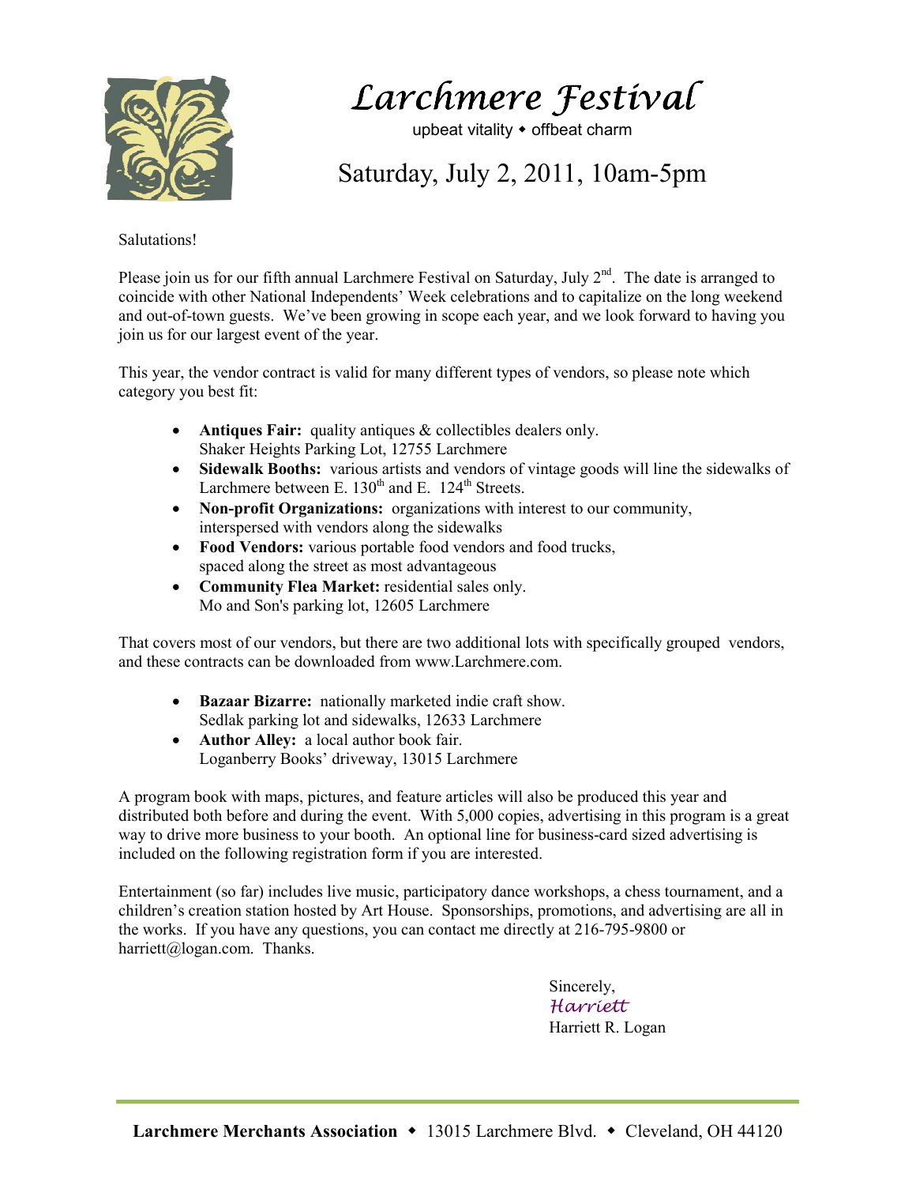# Larchmere Festival

upbeat vitality ◆ offbeat charm

## Saturday, July 2, 2011, 10am-5pm

Salutations!

Please join us for our fifth annual Larchmere Festival on Saturday, July 2nd. The date is arranged to coincide with other National Independents' Week celebrations and to capitalize on the long weekend and out-of-town guests. We've been growing in scope each year, and we look forward to having you join us for our largest event of the year.

This year, the vendor contract is valid for many different types of vendors, so please note which category you best fit:

- **Antiques Fair:** quality antiques & collectibles dealers only.
  Shaker Heights Parking Lot, 12755 Larchmere
- **Sidewalk Booths:** various artists and vendors of vintage goods will line the sidewalks of Larchmere between E. 130th and E. 124th Streets.
- **Non-profit Organizations:** organizations with interest to our community, interspersed with vendors along the sidewalks
- **Food Vendors:** various portable food vendors and food trucks, spaced along the street as most advantageous
- **Community Flea Market:** residential sales only.
  Mo and Son's parking lot, 12605 Larchmere

That covers most of our vendors, but there are two additional lots with specifically grouped vendors, and these contracts can be downloaded from www.Larchmere.com.

- **Bazaar Bizarre:** nationally marketed indie craft show.
  Sedlak parking lot and sidewalks, 12633 Larchmere
- **Author Alley:** a local author book fair.
  Loganberry Books' driveway, 13015 Larchmere

A program book with maps, pictures, and feature articles will also be produced this year and distributed both before and during the event. With 5,000 copies, advertising in this program is a great way to drive more business to your booth. An optional line for business-card sized advertising is included on the following registration form if you are interested.

Entertainment (so far) includes live music, participatory dance workshops, a chess tournament, and a children's creation station hosted by Art House. Sponsorships, promotions, and advertising are all in the works. If you have any questions, you can contact me directly at 216-795-9800 or harriett@logan.com. Thanks.

Sincerely,
*Harriett*
Harriett R. Logan

**Larchmere Merchants Association** ◆ 13015 Larchmere Blvd. ◆ Cleveland, OH 44120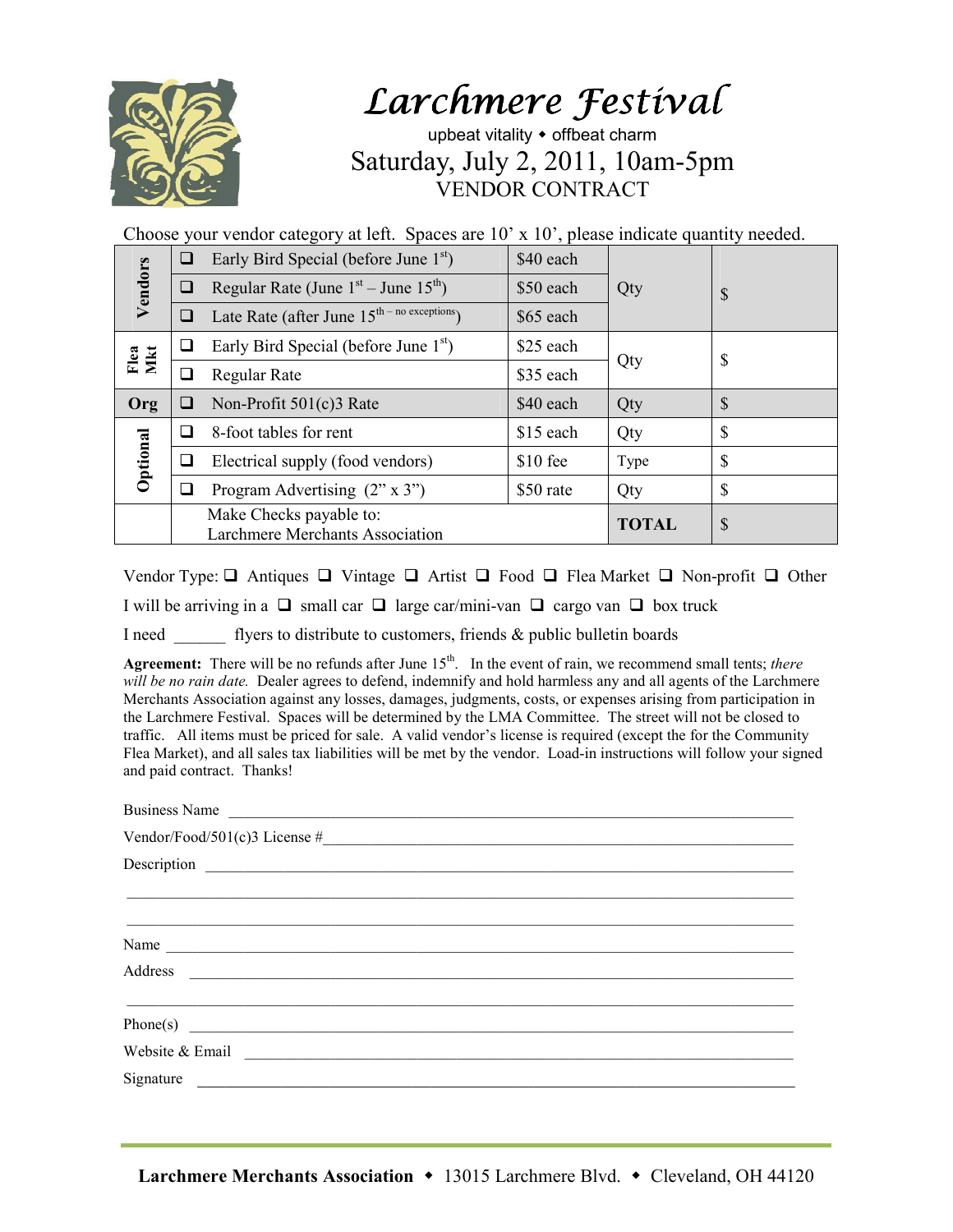# Larchmere Festival

upbeat vitality ◆ offbeat charm

Saturday, July 2, 2011, 10am-5pm

VENDOR CONTRACT

Choose your vendor category at left. Spaces are 10' x 10', please indicate quantity needed.

| | | | | |
|---|---|---|---|---|
| Vendors | ❑ Early Bird Special (before June 1st) | $40 each | Qty | $ |
| | ❑ Regular Rate (June 1st – June 15th) | $50 each | | |
| | ❑ Late Rate (after June 15th – no exceptions) | $65 each | | |
| Flea Mkt | ❑ Early Bird Special (before June 1st) | $25 each | Qty | $ |
| | ❑ Regular Rate | $35 each | | |
| Org | ❑ Non-Profit 501(c)3 Rate | $40 each | Qty | $ |
| Optional | ❑ 8-foot tables for rent | $15 each | Qty | $ |
| | ❑ Electrical supply (food vendors) | $10 fee | Type | $ |
| | ❑ Program Advertising (2" x 3") | $50 rate | Qty | $ |
| | Make Checks payable to: Larchmere Merchants Association | | **TOTAL** | $ |

Vendor Type: ❑ Antiques ❑ Vintage ❑ Artist ❑ Food ❑ Flea Market ❑ Non-profit ❑ Other

I will be arriving in a ❑ small car ❑ large car/mini-van ❑ cargo van ❑ box truck

I need ______ flyers to distribute to customers, friends & public bulletin boards

**Agreement:** There will be no refunds after June 15th. In the event of rain, we recommend small tents; *there will be no rain date.* Dealer agrees to defend, indemnify and hold harmless any and all agents of the Larchmere Merchants Association against any losses, damages, judgments, costs, or expenses arising from participation in the Larchmere Festival. Spaces will be determined by the LMA Committee. The street will not be closed to traffic. All items must be priced for sale. A valid vendor's license is required (except the for the Community Flea Market), and all sales tax liabilities will be met by the vendor. Load-in instructions will follow your signed and paid contract. Thanks!

Business Name ________________________________________________

Vendor/Food/501(c)3 License #________________________________________

Description ________________________________________________

________________________________________________

________________________________________________

Name ________________________________________________

Address ________________________________________________

________________________________________________

Phone(s) ________________________________________________

Website & Email ________________________________________________

Signature ________________________________________________

**Larchmere Merchants Association** ◆ 13015 Larchmere Blvd. ◆ Cleveland, OH 44120